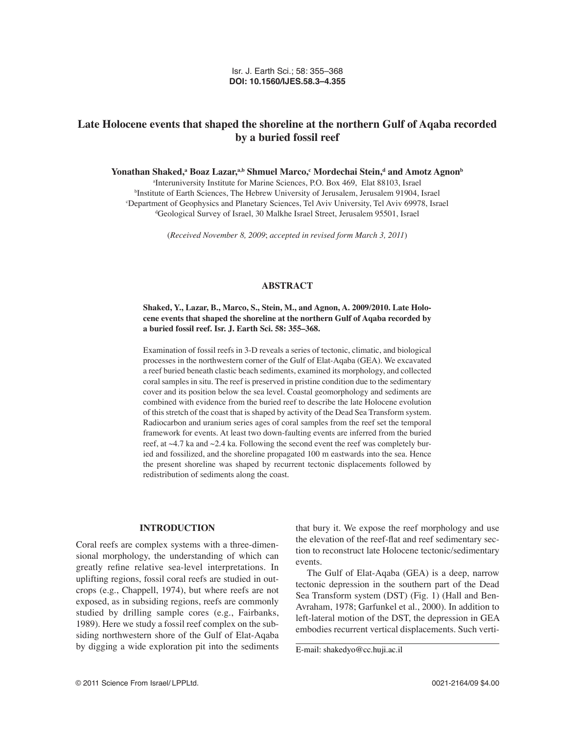# Late Holocene events that shaped the shoreline at the northern Gulf of Aqaba recorded by a buried fossil reef

**Yonathan Shaked,[a] Boaz Lazar,[a,b] Shmuel Marco,[c] Mordechai Stein,[d] and Amotz Agnon[b]**

[a]Interuniversity Institute for Marine Sciences, P.O. Box 469, Elat 88103, Israel
[b]Institute of Earth Sciences, The Hebrew University of Jerusalem, Jerusalem 91904, Israel
[c]Department of Geophysics and Planetary Sciences, Tel Aviv University, Tel Aviv 69978, Israel
[d]Geological Survey of Israel, 30 Malkhe Israel Street, Jerusalem 95501, Israel

(*Received November 8, 2009*; *accepted in revised form March 3, 2011*)

## ABSTRACT

**Shaked, Y., Lazar, B., Marco, S., Stein, M., and Agnon, A. 2009/2010. Late Holocene events that shaped the shoreline at the northern Gulf of Aqaba recorded by a buried fossil reef. Isr. J. Earth Sci. 58: 355–368.**

Examination of fossil reefs in 3-D reveals a series of tectonic, climatic, and biological processes in the northwestern corner of the Gulf of Elat-Aqaba (GEA). We excavated a reef buried beneath clastic beach sediments, examined its morphology, and collected coral samples in situ. The reef is preserved in pristine condition due to the sedimentary cover and its position below the sea level. Coastal geomorphology and sediments are combined with evidence from the buried reef to describe the late Holocene evolution of this stretch of the coast that is shaped by activity of the Dead Sea Transform system. Radiocarbon and uranium series ages of coral samples from the reef set the temporal framework for events. At least two down-faulting events are inferred from the buried reef, at ~4.7 ka and ~2.4 ka. Following the second event the reef was completely buried and fossilized, and the shoreline propagated 100 m eastwards into the sea. Hence the present shoreline was shaped by recurrent tectonic displacements followed by redistribution of sediments along the coast.

## INTRODUCTION

Coral reefs are complex systems with a three-dimensional morphology, the understanding of which can greatly refine relative sea-level interpretations. In uplifting regions, fossil coral reefs are studied in outcrops (e.g., Chappell, 1974), but where reefs are not exposed, as in subsiding regions, reefs are commonly studied by drilling sample cores (e.g., Fairbanks, 1989). Here we study a fossil reef complex on the subsiding northwestern shore of the Gulf of Elat-Aqaba by digging a wide exploration pit into the sediments that bury it. We expose the reef morphology and use the elevation of the reef-flat and reef sedimentary section to reconstruct late Holocene tectonic/sedimentary events.

The Gulf of Elat-Aqaba (GEA) is a deep, narrow tectonic depression in the southern part of the Dead Sea Transform system (DST) (Fig. 1) (Hall and Ben-Avraham, 1978; Garfunkel et al., 2000). In addition to left-lateral motion of the DST, the depression in GEA embodies recurrent vertical displacements. Such verti-

E-mail: shakedyo@cc.huji.ac.il

© 2011 Science From Israel/ LPPLtd. 0021-2164/09 $4.00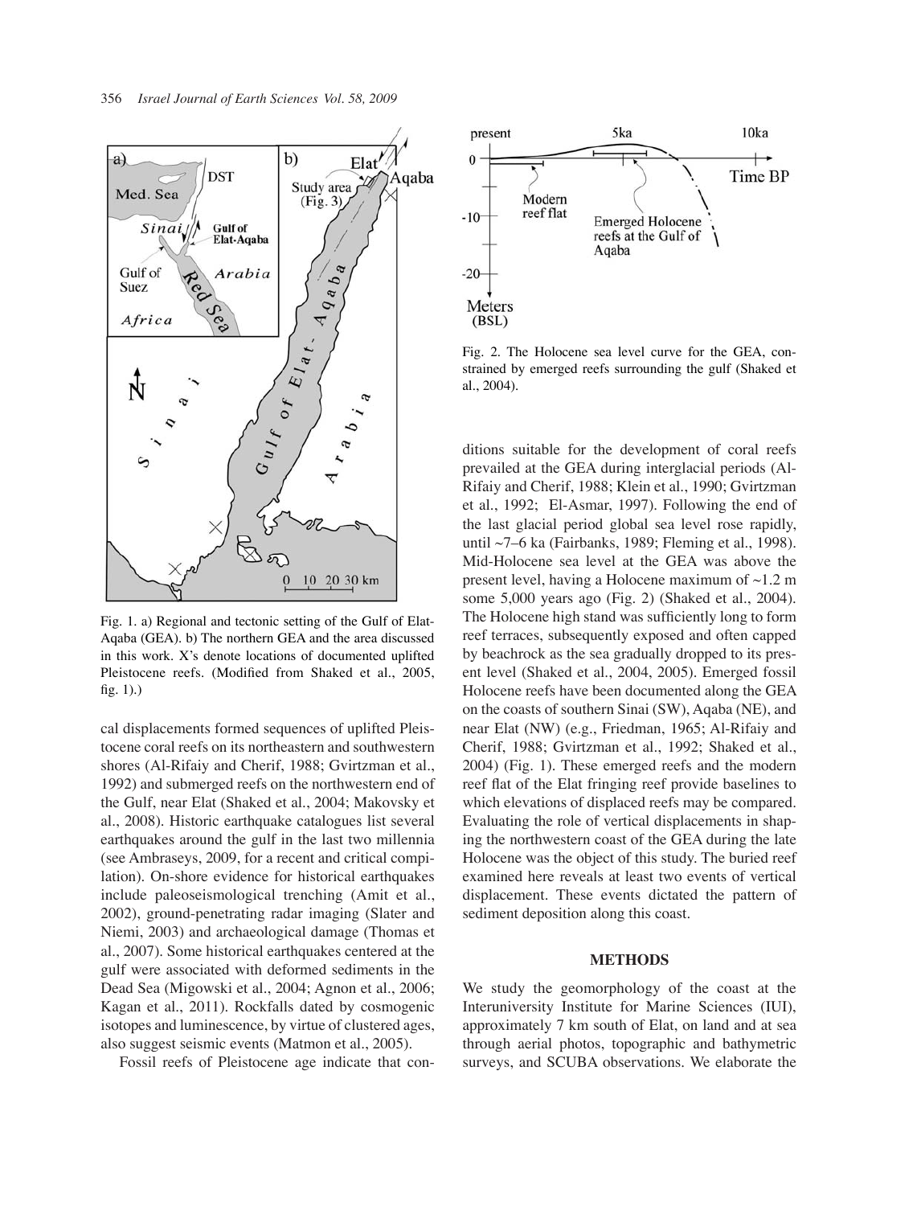a) DST Med. Sea Sinai Gulf of Elat-Aqaba Gulf of Suez Arabia Red Sea Africa

b) Elat Aqaba Study area (Fig. 3) N Sinai Gulf of Elat-Aqaba Arabia 0 10 20 30 km

Fig. 1. a) Regional and tectonic setting of the Gulf of Elat-Aqaba (GEA). b) The northern GEA and the area discussed in this work. X's denote locations of documented uplifted Pleistocene reefs. (Modified from Shaked et al., 2005, fig. 1).)

present 5ka 10ka

0 -10 -20 Meters (BSL)

Time BP

Modern reef flat

Emerged Holocene reefs at the Gulf of Aqaba

Fig. 2. The Holocene sea level curve for the GEA, constrained by emerged reefs surrounding the gulf (Shaked et al., 2004).

cal displacements formed sequences of uplifted Pleistocene coral reefs on its northeastern and southwestern shores (Al-Rifaiy and Cherif, 1988; Gvirtzman et al., 1992) and submerged reefs on the northwestern end of the Gulf, near Elat (Shaked et al., 2004; Makovsky et al., 2008). Historic earthquake catalogues list several earthquakes around the gulf in the last two millennia (see Ambraseys, 2009, for a recent and critical compilation). On-shore evidence for historical earthquakes include paleoseismological trenching (Amit et al., 2002), ground-penetrating radar imaging (Slater and Niemi, 2003) and archaeological damage (Thomas et al., 2007). Some historical earthquakes centered at the gulf were associated with deformed sediments in the Dead Sea (Migowski et al., 2004; Agnon et al., 2006; Kagan et al., 2011). Rockfalls dated by cosmogenic isotopes and luminescence, by virtue of clustered ages, also suggest seismic events (Matmon et al., 2005).

Fossil reefs of Pleistocene age indicate that conditions suitable for the development of coral reefs prevailed at the GEA during interglacial periods (Al-Rifaiy and Cherif, 1988; Klein et al., 1990; Gvirtzman et al., 1992; El-Asmar, 1997). Following the end of the last glacial period global sea level rose rapidly, until ~7–6 ka (Fairbanks, 1989; Fleming et al., 1998). Mid-Holocene sea level at the GEA was above the present level, having a Holocene maximum of ~1.2 m some 5,000 years ago (Fig. 2) (Shaked et al., 2004). The Holocene high stand was sufficiently long to form reef terraces, subsequently exposed and often capped by beachrock as the sea gradually dropped to its present level (Shaked et al., 2004, 2005). Emerged fossil Holocene reefs have been documented along the GEA on the coasts of southern Sinai (SW), Aqaba (NE), and near Elat (NW) (e.g., Friedman, 1965; Al-Rifaiy and Cherif, 1988; Gvirtzman et al., 1992; Shaked et al., 2004) (Fig. 1). These emerged reefs and the modern reef flat of the Elat fringing reef provide baselines to which elevations of displaced reefs may be compared. Evaluating the role of vertical displacements in shaping the northwestern coast of the GEA during the late Holocene was the object of this study. The buried reef examined here reveals at least two events of vertical displacement. These events dictated the pattern of sediment deposition along this coast.

## METHODS

We study the geomorphology of the coast at the Interuniversity Institute for Marine Sciences (IUI), approximately 7 km south of Elat, on land and at sea through aerial photos, topographic and bathymetric surveys, and SCUBA observations. We elaborate the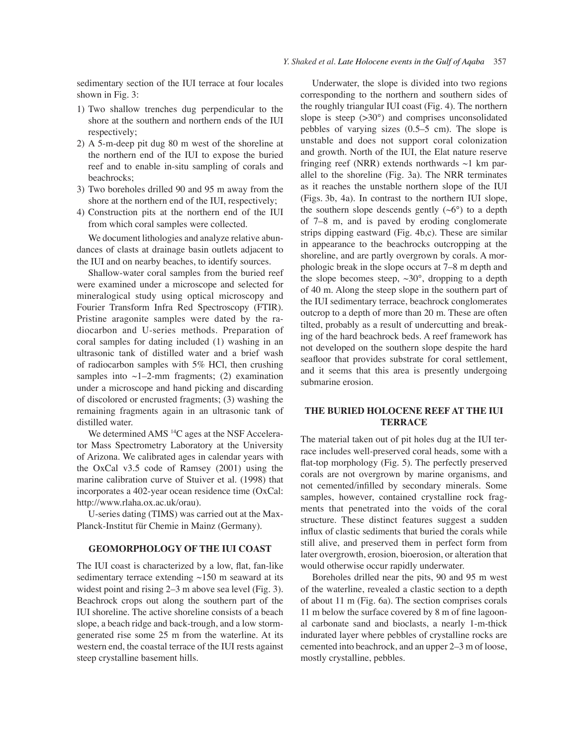sedimentary section of the IUI terrace at four locales shown in Fig. 3:

1) Two shallow trenches dug perpendicular to the shore at the southern and northern ends of the IUI respectively;
2) A 5-m-deep pit dug 80 m west of the shoreline at the northern end of the IUI to expose the buried reef and to enable in-situ sampling of corals and beachrocks;
3) Two boreholes drilled 90 and 95 m away from the shore at the northern end of the IUI, respectively;
4) Construction pits at the northern end of the IUI from which coral samples were collected.

We document lithologies and analyze relative abundances of clasts at drainage basin outlets adjacent to the IUI and on nearby beaches, to identify sources.

Shallow-water coral samples from the buried reef were examined under a microscope and selected for mineralogical study using optical microscopy and Fourier Transform Infra Red Spectroscopy (FTIR). Pristine aragonite samples were dated by the radiocarbon and U-series methods. Preparation of coral samples for dating included (1) washing in an ultrasonic tank of distilled water and a brief wash of radiocarbon samples with 5% HCl, then crushing samples into ~1–2-mm fragments; (2) examination under a microscope and hand picking and discarding of discolored or encrusted fragments; (3) washing the remaining fragments again in an ultrasonic tank of distilled water.

We determined AMS $^{14}C$ ages at the NSF Accelerator Mass Spectrometry Laboratory at the University of Arizona. We calibrated ages in calendar years with the OxCal v3.5 code of Ramsey (2001) using the marine calibration curve of Stuiver et al. (1998) that incorporates a 402-year ocean residence time (OxCal: http://www.rlaha.ox.ac.uk/orau).

U-series dating (TIMS) was carried out at the Max-Planck-Institut für Chemie in Mainz (Germany).

## GEOMORPHOLOGY OF THE IUI COAST

The IUI coast is characterized by a low, flat, fan-like sedimentary terrace extending ~150 m seaward at its widest point and rising 2–3 m above sea level (Fig. 3). Beachrock crops out along the southern part of the IUI shoreline. The active shoreline consists of a beach slope, a beach ridge and back-trough, and a low storm-generated rise some 25 m from the waterline. At its western end, the coastal terrace of the IUI rests against steep crystalline basement hills.

Underwater, the slope is divided into two regions corresponding to the northern and southern sides of the roughly triangular IUI coast (Fig. 4). The northern slope is steep (>30°) and comprises unconsolidated pebbles of varying sizes (0.5–5 cm). The slope is unstable and does not support coral colonization and growth. North of the IUI, the Elat nature reserve fringing reef (NRR) extends northwards ~1 km parallel to the shoreline (Fig. 3a). The NRR terminates as it reaches the unstable northern slope of the IUI (Figs. 3b, 4a). In contrast to the northern IUI slope, the southern slope descends gently (~6°) to a depth of 7–8 m, and is paved by eroding conglomerate strips dipping eastward (Fig. 4b,c). These are similar in appearance to the beachrocks outcropping at the shoreline, and are partly overgrown by corals. A morphologic break in the slope occurs at 7–8 m depth and the slope becomes steep, ~30°, dropping to a depth of 40 m. Along the steep slope in the southern part of the IUI sedimentary terrace, beachrock conglomerates outcrop to a depth of more than 20 m. These are often tilted, probably as a result of undercutting and breaking of the hard beachrock beds. A reef framework has not developed on the southern slope despite the hard seafloor that provides substrate for coral settlement, and it seems that this area is presently undergoing submarine erosion.

## THE BURIED HOLOCENE REEF AT THE IUI TERRACE

The material taken out of pit holes dug at the IUI terrace includes well-preserved coral heads, some with a flat-top morphology (Fig. 5). The perfectly preserved corals are not overgrown by marine organisms, and not cemented/infilled by secondary minerals. Some samples, however, contained crystalline rock fragments that penetrated into the voids of the coral structure. These distinct features suggest a sudden influx of clastic sediments that buried the corals while still alive, and preserved them in perfect form from later overgrowth, erosion, bioerosion, or alteration that would otherwise occur rapidly underwater.

Boreholes drilled near the pits, 90 and 95 m west of the waterline, revealed a clastic section to a depth of about 11 m (Fig. 6a). The section comprises corals 11 m below the surface covered by 8 m of fine lagoonal carbonate sand and bioclasts, a nearly 1-m-thick indurated layer where pebbles of crystalline rocks are cemented into beachrock, and an upper 2–3 m of loose, mostly crystalline, pebbles.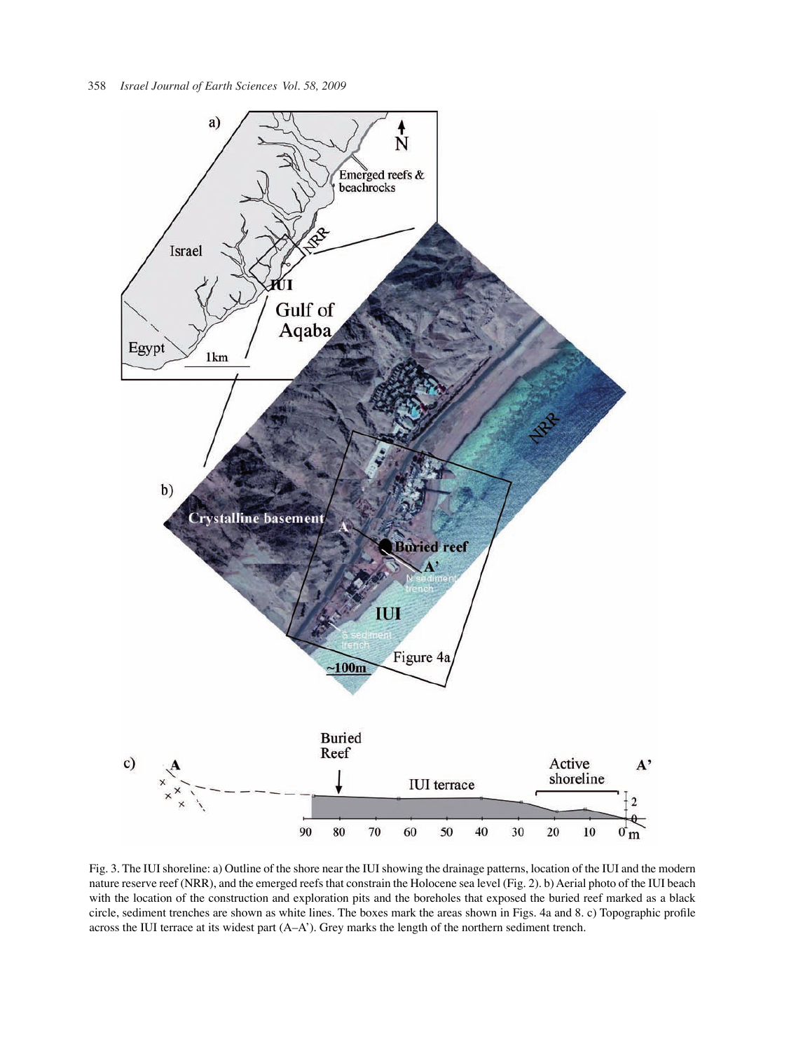a)

N

Emerged reefs & beachrocks

NRR

Israel

IUI

Gulf of Aqaba

Egypt

1km

b)

Crystalline basement

A

Buried reef

A'

N sediment trench

IUI

S sediment trench

Figure 4a

~100m

NRR

c)

A

Buried Reef

IUI terrace

Active shoreline

A'

2

0

90 80 70 60 50 40 30 20 10 0 m

Fig. 3. The IUI shoreline: a) Outline of the shore near the IUI showing the drainage patterns, location of the IUI and the modern nature reserve reef (NRR), and the emerged reefs that constrain the Holocene sea level (Fig. 2). b) Aerial photo of the IUI beach with the location of the construction and exploration pits and the boreholes that exposed the buried reef marked as a black circle, sediment trenches are shown as white lines. The boxes mark the areas shown in Figs. 4a and 8. c) Topographic profile across the IUI terrace at its widest part (A–A'). Grey marks the length of the northern sediment trench.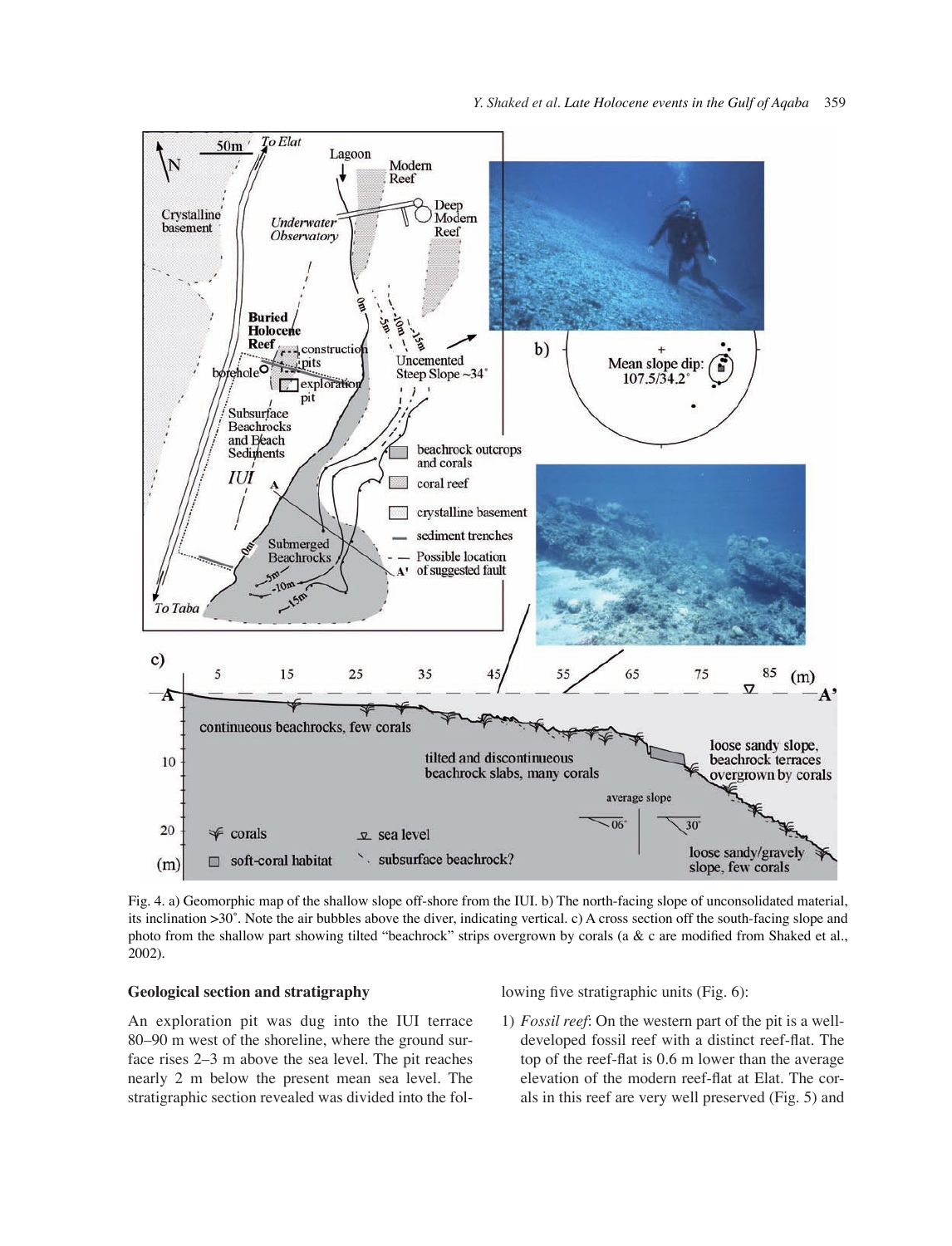a

N

50m

To Elat

Lagoon

Modern Reef

Deep Modern Reef

Crystalline basement

Underwater Observatory

0m

-5m

-10m

-15m

Buried Holocene Reef

construction pits

borehole

exploration pit

Uncemented Steep Slope ~34°

Subsurface Beachrocks and Beach Sediments

IUI

A

A'

Submerged Beachrocks

0m

-5m

-10m

-15m

To Taba

beachrock outcrops and corals

coral reef

crystalline basement

sediment trenches

Possible location of suggested fault

b)

Mean slope dip: 107.5/34.2°

c)

5 15 25 35 45 55 65 75 85 (m)

A

A'

continuous beachrocks, few corals

tilted and discontinuous beachrock slabs, many corals

loose sandy slope, beachrock terraces overgrown by corals

10

20

(m)

corals

soft-coral habitat

sea level

subsurface beachrock?

average slope

06°

30°

loose sandy/gravely slope, few corals

Fig. 4. a) Geomorphic map of the shallow slope off-shore from the IUI. b) The north-facing slope of unconsolidated material, its inclination >30°. Note the air bubbles above the diver, indicating vertical. c) A cross section off the south-facing slope and photo from the shallow part showing tilted "beachrock" strips overgrown by corals (a & c are modified from Shaked et al., 2002).

## Geological section and stratigraphy

An exploration pit was dug into the IUI terrace 80–90 m west of the shoreline, where the ground surface rises 2–3 m above the sea level. The pit reaches nearly 2 m below the present mean sea level. The stratigraphic section revealed was divided into the following five stratigraphic units (Fig. 6):

1) *Fossil reef*: On the western part of the pit is a well-developed fossil reef with a distinct reef-flat. The top of the reef-flat is 0.6 m lower than the average elevation of the modern reef-flat at Elat. The corals in this reef are very well preserved (Fig. 5) and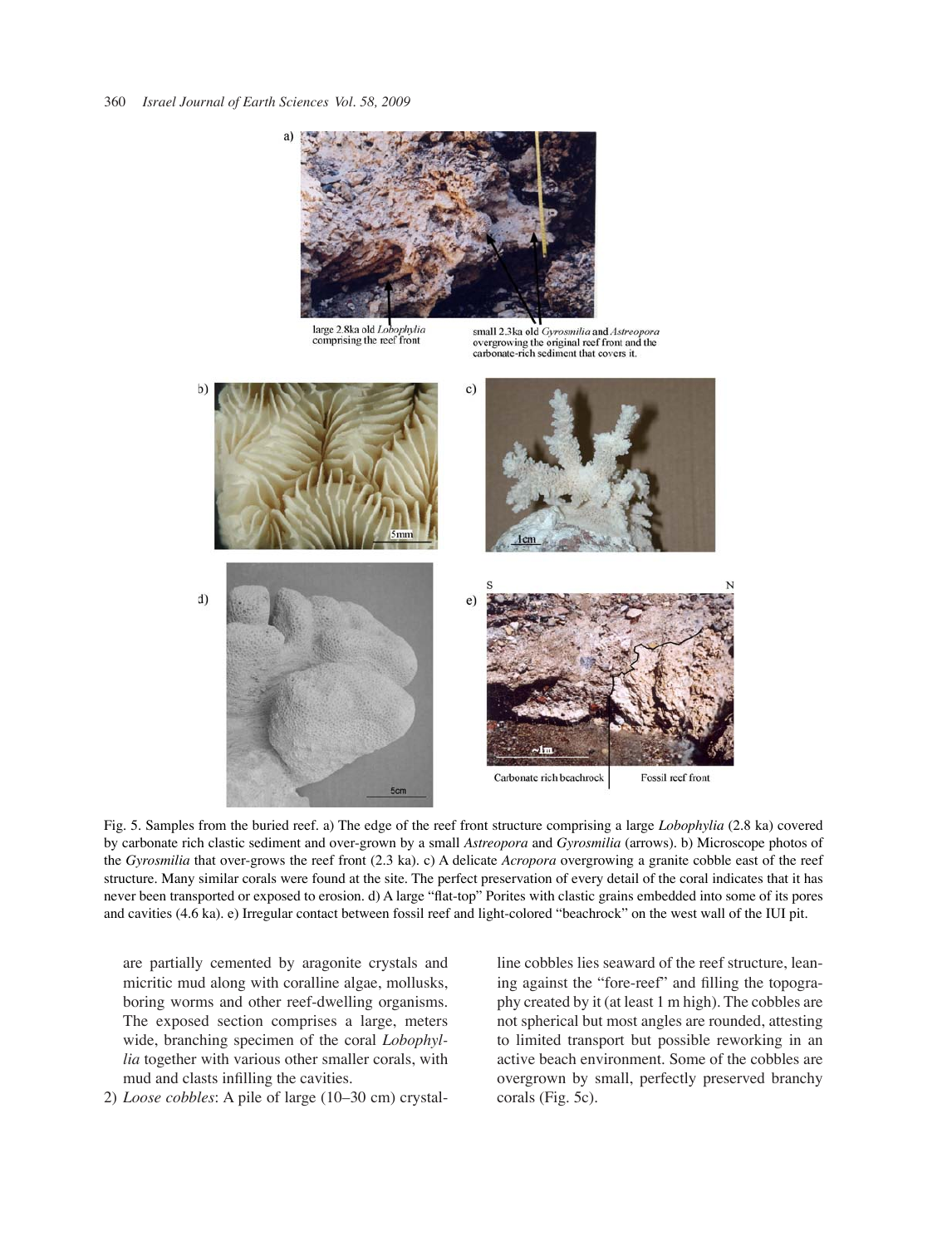a)

large 2.8ka old *Lobophylia* comprising the reef front

small 2.3ka old *Gyrosmilia* and *Astreopora* overgrowing the original reef front and the carbonate-rich sediment that covers it.

b)

5mm

c)

1cm

d)

5cm

e)

S

N

~1m

Carbonate rich beachrock

Fossil reef front

Fig. 5. Samples from the buried reef. a) The edge of the reef front structure comprising a large *Lobophylia* (2.8 ka) covered by carbonate rich clastic sediment and over-grown by a small *Astreopora* and *Gyrosmilia* (arrows). b) Microscope photos of the *Gyrosmilia* that over-grows the reef front (2.3 ka). c) A delicate *Acropora* overgrowing a granite cobble east of the reef structure. Many similar corals were found at the site. The perfect preservation of every detail of the coral indicates that it has never been transported or exposed to erosion. d) A large "flat-top" Porites with clastic grains embedded into some of its pores and cavities (4.6 ka). e) Irregular contact between fossil reef and light-colored "beachrock" on the west wall of the IUI pit.

are partially cemented by aragonite crystals and micritic mud along with coralline algae, mollusks, boring worms and other reef-dwelling organisms. The exposed section comprises a large, meters wide, branching specimen of the coral *Lobophyllia* together with various other smaller corals, with mud and clasts infilling the cavities.

2) *Loose cobbles*: A pile of large (10–30 cm) crystalline cobbles lies seaward of the reef structure, leaning against the "fore-reef" and filling the topography created by it (at least 1 m high). The cobbles are not spherical but most angles are rounded, attesting to limited transport but possible reworking in an active beach environment. Some of the cobbles are overgrown by small, perfectly preserved branchy corals (Fig. 5c).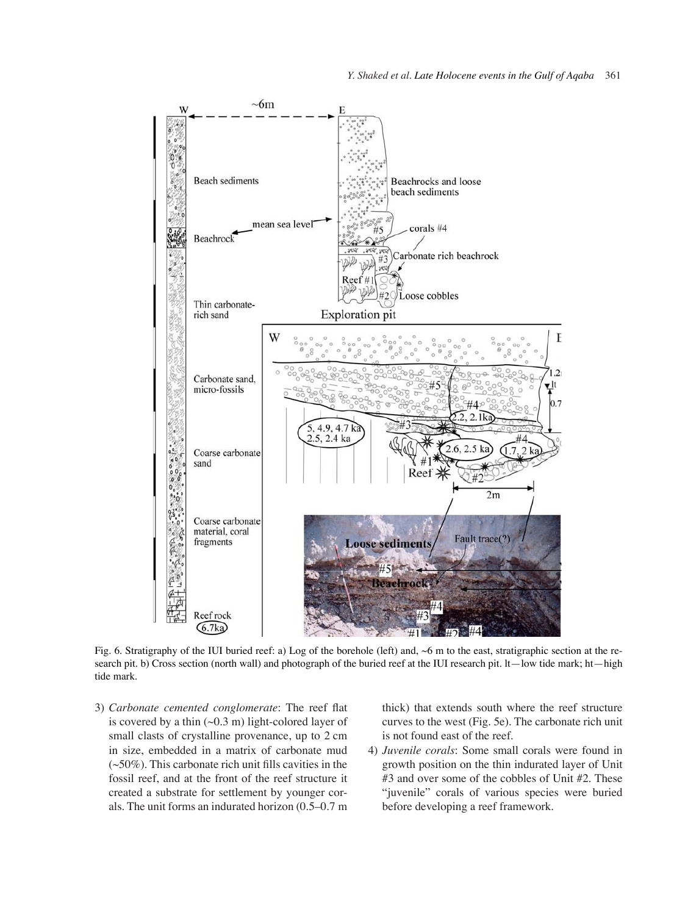W

~6m

E

Beach sediments

Beachrocks and loose beach sediments

mean sea level

Beachrock

#5

corals #4

#3

Carbonate rich beachrock

Reef #1

#2

Loose cobbles

Thin carbonate-rich sand

Exploration pit

W

E

Carbonate sand, micro-fossils

#5

1.2

lt

0.7

#4

2.2, 2.1ka

5, 4.9, 4.7 ka

2.5, 2.4 ka

#3

Coarse carbonate sand

2.6, 2.5 ka

#4

1.7, 2 ka

#1

Reef

#2

2m

Coarse carbonate material, coral fragments

Loose sediments

Fault trace(?)

#5

Beachrock

#4

#3

#1

#2

#4

Reef rock

6.7ka

Fig. 6. Stratigraphy of the IUI buried reef: a) Log of the borehole (left) and, ~6 m to the east, stratigraphic section at the research pit. b) Cross section (north wall) and photograph of the buried reef at the IUI research pit. lt—low tide mark; ht—high tide mark.

3) *Carbonate cemented conglomerate*: The reef flat is covered by a thin (~0.3 m) light-colored layer of small clasts of crystalline provenance, up to 2 cm in size, embedded in a matrix of carbonate mud (~50%). This carbonate rich unit fills cavities in the fossil reef, and at the front of the reef structure it created a substrate for settlement by younger corals. The unit forms an indurated horizon (0.5–0.7 m thick) that extends south where the reef structure curves to the west (Fig. 5e). The carbonate rich unit is not found east of the reef.

4) *Juvenile corals*: Some small corals were found in growth position on the thin indurated layer of Unit #3 and over some of the cobbles of Unit #2. These "juvenile" corals of various species were buried before developing a reef framework.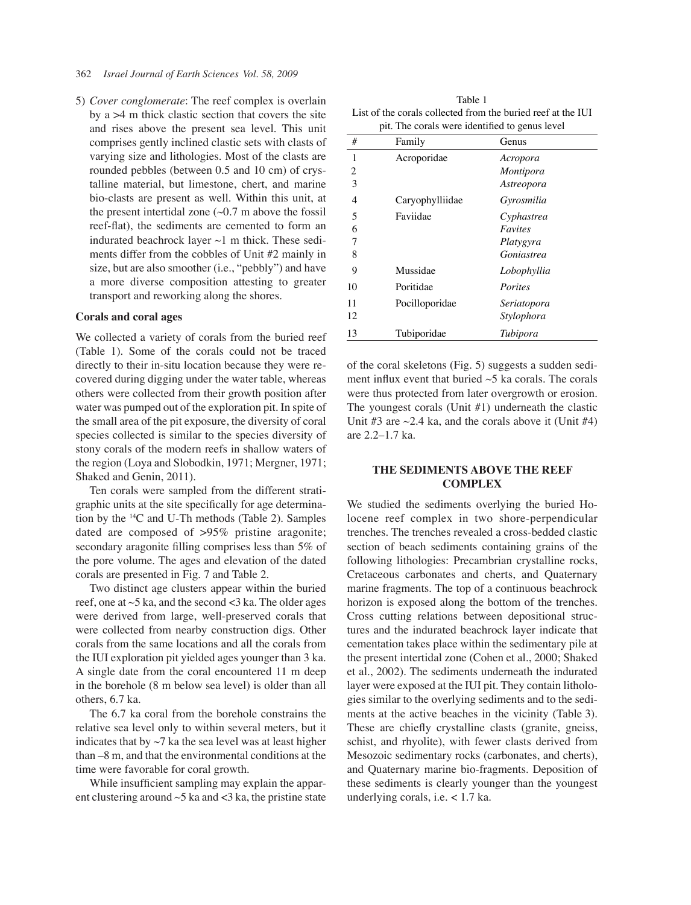5) *Cover conglomerate*: The reef complex is overlain by a >4 m thick clastic section that covers the site and rises above the present sea level. This unit comprises gently inclined clastic sets with clasts of varying size and lithologies. Most of the clasts are rounded pebbles (between 0.5 and 10 cm) of crystalline material, but limestone, chert, and marine bio-clasts are present as well. Within this unit, at the present intertidal zone (~0.7 m above the fossil reef-flat), the sediments are cemented to form an indurated beachrock layer ~1 m thick. These sediments differ from the cobbles of Unit #2 mainly in size, but are also smoother (i.e., "pebbly") and have a more diverse composition attesting to greater transport and reworking along the shores.

### Corals and coral ages

We collected a variety of corals from the buried reef (Table 1). Some of the corals could not be traced directly to their in-situ location because they were recovered during digging under the water table, whereas others were collected from their growth position after water was pumped out of the exploration pit. In spite of the small area of the pit exposure, the diversity of coral species collected is similar to the species diversity of stony corals of the modern reefs in shallow waters of the region (Loya and Slobodkin, 1971; Mergner, 1971; Shaked and Genin, 2011).

Ten corals were sampled from the different stratigraphic units at the site specifically for age determination by the $^{14}C$ and U-Th methods (Table 2). Samples dated are composed of >95% pristine aragonite; secondary aragonite filling comprises less than 5% of the pore volume. The ages and elevation of the dated corals are presented in Fig. 7 and Table 2.

Two distinct age clusters appear within the buried reef, one at ~5 ka, and the second <3 ka. The older ages were derived from large, well-preserved corals that were collected from nearby construction digs. Other corals from the same locations and all the corals from the IUI exploration pit yielded ages younger than 3 ka. A single date from the coral encountered 11 m deep in the borehole (8 m below sea level) is older than all others, 6.7 ka.

The 6.7 ka coral from the borehole constrains the relative sea level only to within several meters, but it indicates that by ~7 ka the sea level was at least higher than –8 m, and that the environmental conditions at the time were favorable for coral growth.

While insufficient sampling may explain the apparent clustering around ~5 ka and <3 ka, the pristine state of the coral skeletons (Fig. 5) suggests a sudden sediment influx event that buried ~5 ka corals. The corals were thus protected from later overgrowth or erosion. The youngest corals (Unit #1) underneath the clastic Unit #3 are ~2.4 ka, and the corals above it (Unit #4) are 2.2–1.7 ka.

Table 1
List of the corals collected from the buried reef at the IUI pit. The corals were identified to genus level

| # | Family | Genus |
|---|---|---|
| 1 | Acroporidae | *Acropora* |
| 2 | | *Montipora* |
| 3 | | *Astreopora* |
| 4 | Caryophylliidae | *Gyrosmilia* |
| 5 | Faviidae | *Cyphastrea* |
| 6 | | *Favites* |
| 7 | | *Platygyra* |
| 8 | | *Goniastrea* |
| 9 | Mussidae | *Lobophyllia* |
| 10 | Poritidae | *Porites* |
| 11 | Pocilloporidae | *Seriatopora* |
| 12 | | *Stylophora* |
| 13 | Tubiporidae | *Tubipora* |

## THE SEDIMENTS ABOVE THE REEF COMPLEX

We studied the sediments overlying the buried Holocene reef complex in two shore-perpendicular trenches. The trenches revealed a cross-bedded clastic section of beach sediments containing grains of the following lithologies: Precambrian crystalline rocks, Cretaceous carbonates and cherts, and Quaternary marine fragments. The top of a continuous beachrock horizon is exposed along the bottom of the trenches. Cross cutting relations between depositional structures and the indurated beachrock layer indicate that cementation takes place within the sedimentary pile at the present intertidal zone (Cohen et al., 2000; Shaked et al., 2002). The sediments underneath the indurated layer were exposed at the IUI pit. They contain lithologies similar to the overlying sediments and to the sediments at the active beaches in the vicinity (Table 3). These are chiefly crystalline clasts (granite, gneiss, schist, and rhyolite), with fewer clasts derived from Mesozoic sedimentary rocks (carbonates, and cherts), and Quaternary marine bio-fragments. Deposition of these sediments is clearly younger than the youngest underlying corals, i.e. < 1.7 ka.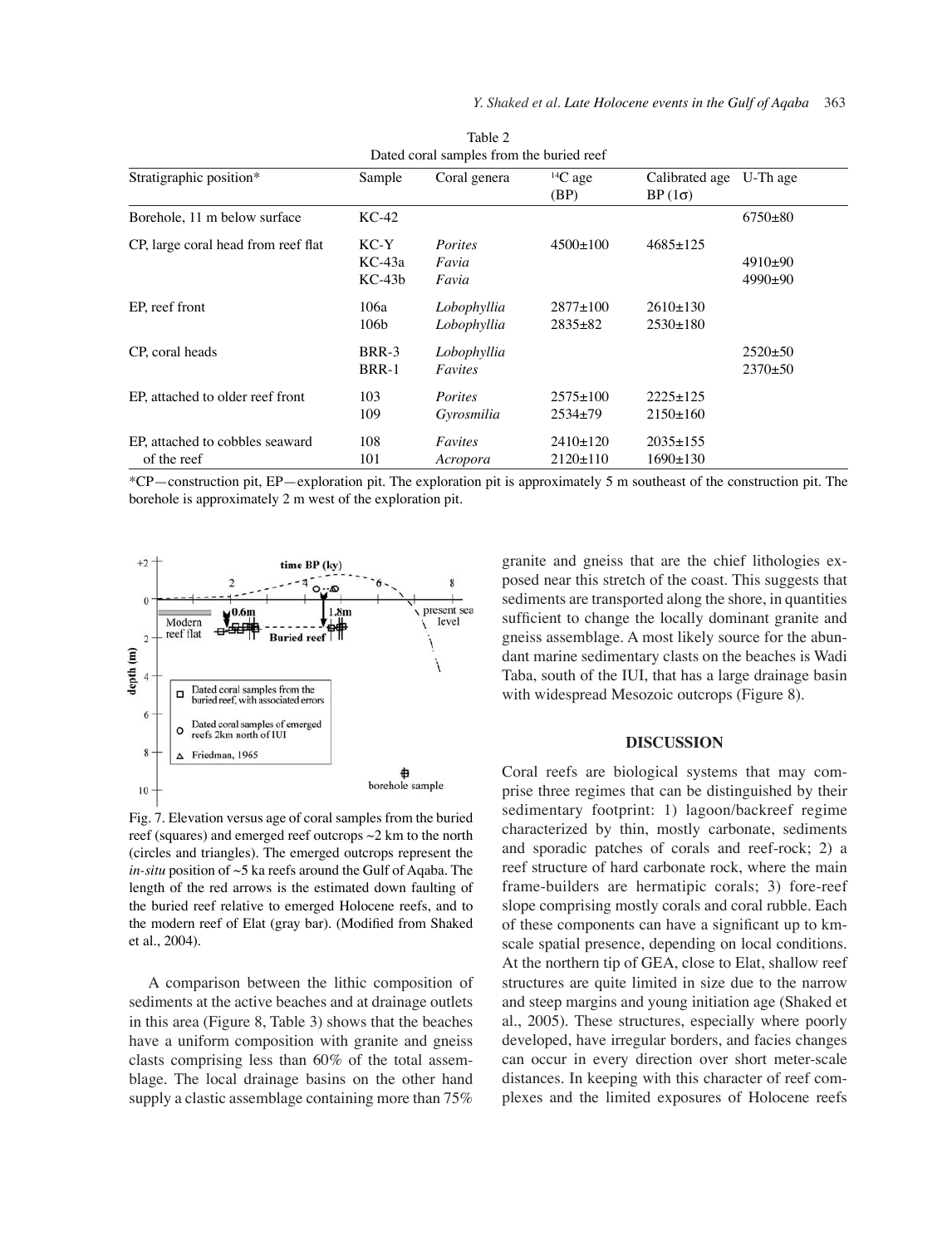Table 2
Dated coral samples from the buried reef

| Stratigraphic position* | Sample | Coral genera | $^{14}$C age (BP) | Calibrated age BP (1σ) | U-Th age |
|---|---|---|---|---|---|
| Borehole, 11 m below surface | KC-42 | | | | 6750±80 |
| CP, large coral head from reef flat | KC-Y | *Porites* | 4500±100 | 4685±125 | |
| | KC-43a | *Favia* | | | 4910±90 |
| | KC-43b | *Favia* | | | 4990±90 |
| EP, reef front | 106a | *Lobophyllia* | 2877±100 | 2610±130 | |
| | 106b | *Lobophyllia* | 2835±82 | 2530±180 | |
| CP, coral heads | BRR-3 | *Lobophyllia* | | | 2520±50 |
| | BRR-1 | *Favites* | | | 2370±50 |
| EP, attached to older reef front | 103 | *Porites* | 2575±100 | 2225±125 | |
| | 109 | *Gyrosmilia* | 2534±79 | 2150±160 | |
| EP, attached to cobbles seaward of the reef | 108 | *Favites* | 2410±120 | 2035±155 | |
| | 101 | *Acropora* | 2120±110 | 1690±130 | |

*CP—construction pit, EP—exploration pit. The exploration pit is approximately 5 m southeast of the construction pit. The borehole is approximately 2 m west of the exploration pit.

time BP (ky)
2 4 6 8
+2 0 2 4 6 8 10
depth (m)
0.6m
1.8m
Modern reef flat
Buried reef
present sea level
Dated coral samples from the buried reef, with associated errors
Dated coral samples of emerged reefs 2km north of IUI
Friedman, 1965
borehole sample

Fig. 7. Elevation versus age of coral samples from the buried reef (squares) and emerged reef outcrops ~2 km to the north (circles and triangles). The emerged outcrops represent the *in-situ* position of ~5 ka reefs around the Gulf of Aqaba. The length of the red arrows is the estimated down faulting of the buried reef relative to emerged Holocene reefs, and to the modern reef of Elat (gray bar). (Modified from Shaked et al., 2004).

A comparison between the lithic composition of sediments at the active beaches and at drainage outlets in this area (Figure 8, Table 3) shows that the beaches have a uniform composition with granite and gneiss clasts comprising less than 60% of the total assemblage. The local drainage basins on the other hand supply a clastic assemblage containing more than 75% granite and gneiss that are the chief lithologies exposed near this stretch of the coast. This suggests that sediments are transported along the shore, in quantities sufficient to change the locally dominant granite and gneiss assemblage. A most likely source for the abundant marine sedimentary clasts on the beaches is Wadi Taba, south of the IUI, that has a large drainage basin with widespread Mesozoic outcrops (Figure 8).

## DISCUSSION

Coral reefs are biological systems that may comprise three regimes that can be distinguished by their sedimentary footprint: 1) lagoon/backreef regime characterized by thin, mostly carbonate, sediments and sporadic patches of corals and reef-rock; 2) a reef structure of hard carbonate rock, where the main frame-builders are hermatipic corals; 3) fore-reef slope comprising mostly corals and coral rubble. Each of these components can have a significant up to km-scale spatial presence, depending on local conditions. At the northern tip of GEA, close to Elat, shallow reef structures are quite limited in size due to the narrow and steep margins and young initiation age (Shaked et al., 2005). These structures, especially where poorly developed, have irregular borders, and facies changes can occur in every direction over short meter-scale distances. In keeping with this character of reef complexes and the limited exposures of Holocene reefs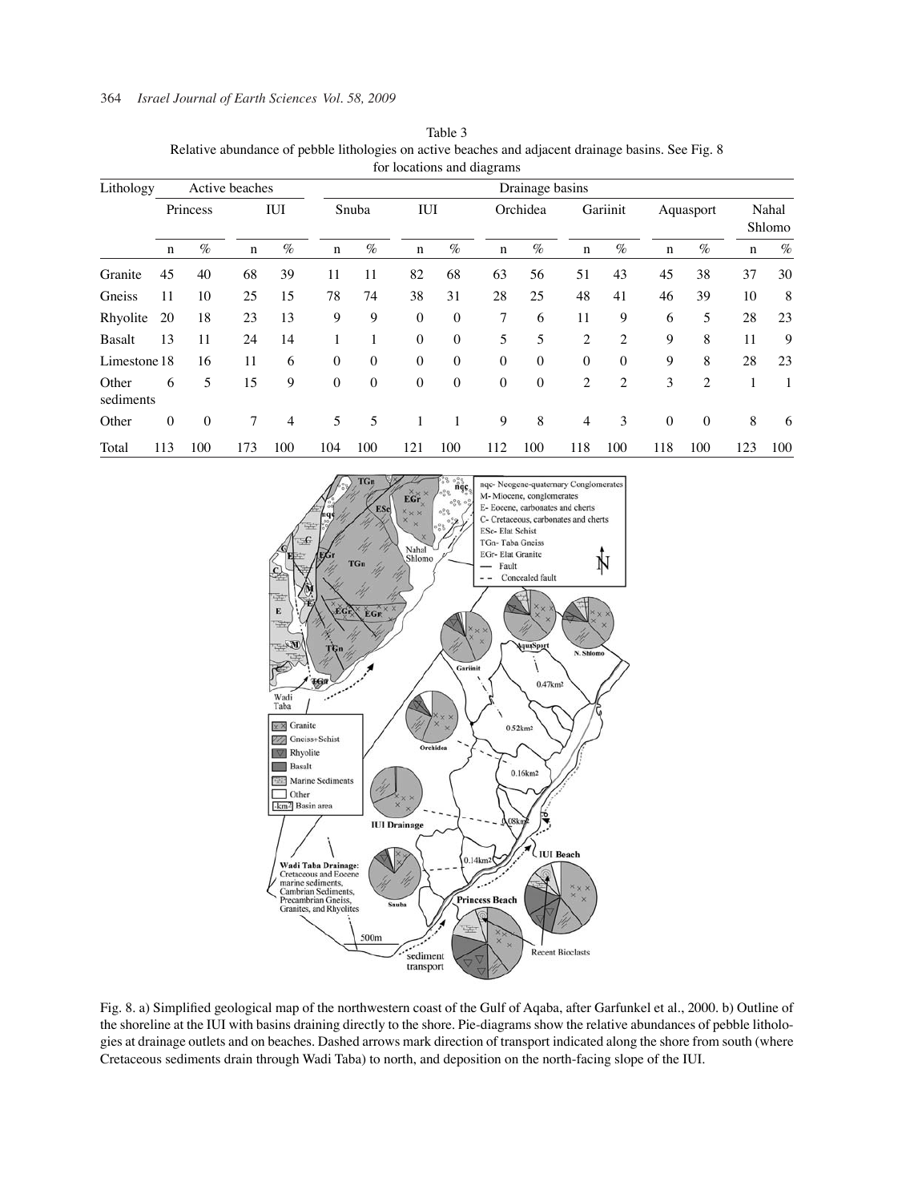Table 3
Relative abundance of pebble lithologies on active beaches and adjacent drainage basins. See Fig. 8 for locations and diagrams

| Lithology | Active beaches | | | | Drainage basins | | | | | | | | | | | |
|---|---|---|---|---|---|---|---|---|---|---|---|---|---|---|---|---|
| | Princess | | IUI | | Snuba | | IUI | | Orchidea | | Gariinit | | Aquasport | | Nahal Shlomo | |
| | n | % | n | % | n | % | n | % | n | % | n | % | n | % | n | % |
| Granite | 45 | 40 | 68 | 39 | 11 | 11 | 82 | 68 | 63 | 56 | 51 | 43 | 45 | 38 | 37 | 30 |
| Gneiss | 11 | 10 | 25 | 15 | 78 | 74 | 38 | 31 | 28 | 25 | 48 | 41 | 46 | 39 | 10 | 8 |
| Rhyolite | 20 | 18 | 23 | 13 | 9 | 9 | 0 | 0 | 7 | 6 | 11 | 9 | 6 | 5 | 28 | 23 |
| Basalt | 13 | 11 | 24 | 14 | 1 | 1 | 0 | 0 | 5 | 5 | 2 | 2 | 9 | 8 | 11 | 9 |
| Limestone | 18 | 16 | 11 | 6 | 0 | 0 | 0 | 0 | 0 | 0 | 0 | 0 | 9 | 8 | 28 | 23 |
| Other sediments | 6 | 5 | 15 | 9 | 0 | 0 | 0 | 0 | 0 | 0 | 2 | 2 | 3 | 2 | 1 | 1 |
| Other | 0 | 0 | 7 | 4 | 5 | 5 | 1 | 1 | 9 | 8 | 4 | 3 | 0 | 0 | 8 | 6 |
| Total | 113 | 100 | 173 | 100 | 104 | 100 | 121 | 100 | 112 | 100 | 118 | 100 | 118 | 100 | 123 | 100 |

nqc- Neogene-quaternary Conglomerates
M- Miocene, conglomerates
E- Eocene, carbonates and cherts
C- Cretaceous, carbonates and cherts
ESc- Elat Schist
TGn- Taba Gneiss
EGr- Elat Granite
Fault
Concealed fault

Granite
Gneiss+Schist
Rhyolite
Basalt
Marine Sediments
Other
km² Basin area

Wadi Taba Drainage: Cretaceous and Eocene marine sediments, Cambrian Sediments, Precambrian Gneiss, Granites, and Rhyolites

Nahal Shlomo
Wadi Taba
Gariinit
AquaSport
N. Shlomo
Orchidea
IUI Drainage
Sauba
IUI Beach
Princess Beach
Recent Bioclasts
0.47km²
0.52km²
0.16km²
0.08km²
0.14km²
500m
sediment transport

Fig. 8. a) Simplified geological map of the northwestern coast of the Gulf of Aqaba, after Garfunkel et al., 2000. b) Outline of the shoreline at the IUI with basins draining directly to the shore. Pie-diagrams show the relative abundances of pebble lithologies at drainage outlets and on beaches. Dashed arrows mark direction of transport indicated along the shore from south (where Cretaceous sediments drain through Wadi Taba) to north, and deposition on the north-facing slope of the IUI.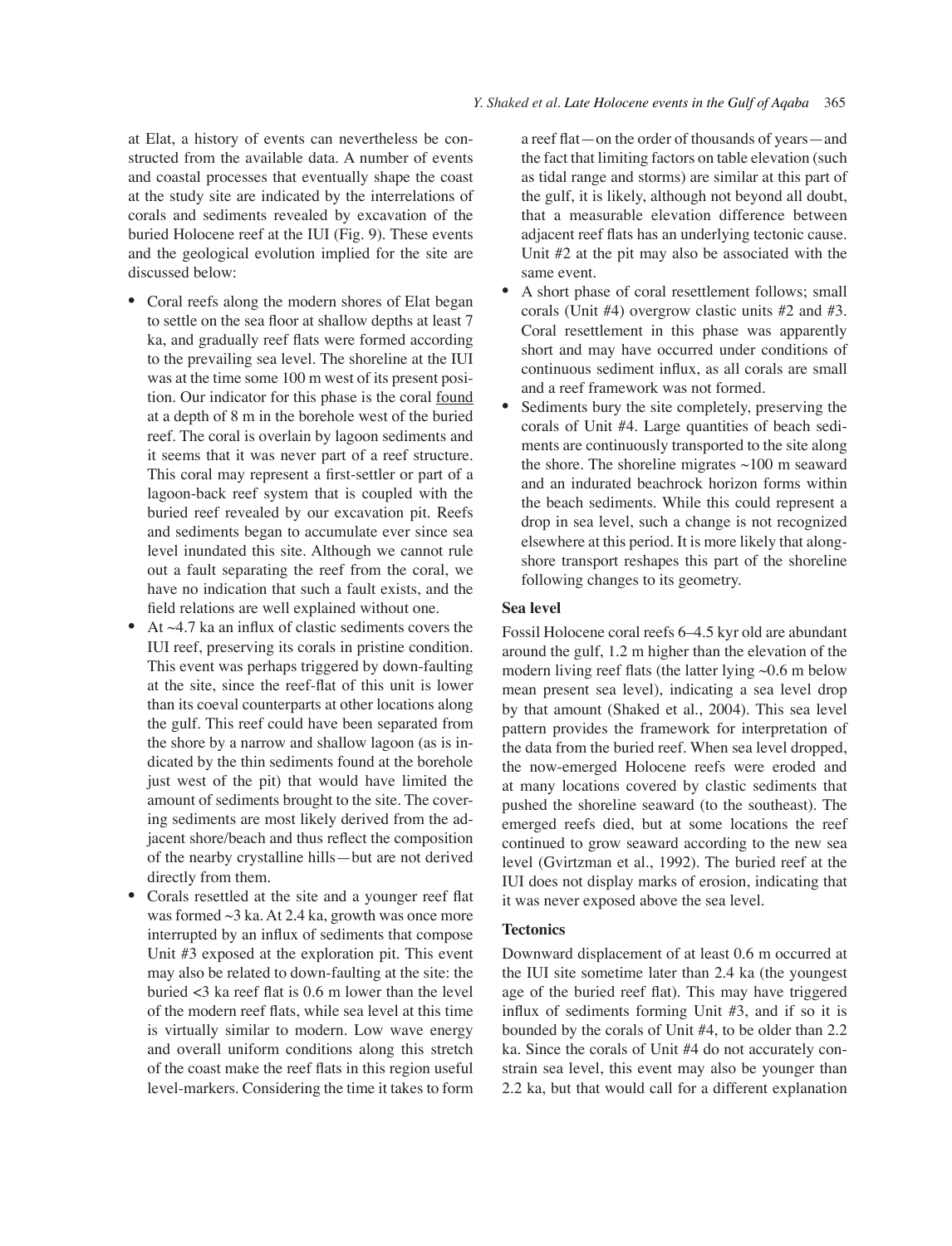at Elat, a history of events can nevertheless be constructed from the available data. A number of events and coastal processes that eventually shape the coast at the study site are indicated by the interrelations of corals and sediments revealed by excavation of the buried Holocene reef at the IUI (Fig. 9). These events and the geological evolution implied for the site are discussed below:

- Coral reefs along the modern shores of Elat began to settle on the sea floor at shallow depths at least 7 ka, and gradually reef flats were formed according to the prevailing sea level. The shoreline at the IUI was at the time some 100 m west of its present position. Our indicator for this phase is the coral found at a depth of 8 m in the borehole west of the buried reef. The coral is overlain by lagoon sediments and it seems that it was never part of a reef structure. This coral may represent a first-settler or part of a lagoon-back reef system that is coupled with the buried reef revealed by our excavation pit. Reefs and sediments began to accumulate ever since sea level inundated this site. Although we cannot rule out a fault separating the reef from the coral, we have no indication that such a fault exists, and the field relations are well explained without one.
- At ~4.7 ka an influx of clastic sediments covers the IUI reef, preserving its corals in pristine condition. This event was perhaps triggered by down-faulting at the site, since the reef-flat of this unit is lower than its coeval counterparts at other locations along the gulf. This reef could have been separated from the shore by a narrow and shallow lagoon (as is indicated by the thin sediments found at the borehole just west of the pit) that would have limited the amount of sediments brought to the site. The covering sediments are most likely derived from the adjacent shore/beach and thus reflect the composition of the nearby crystalline hills—but are not derived directly from them.
- Corals resettled at the site and a younger reef flat was formed ~3 ka. At 2.4 ka, growth was once more interrupted by an influx of sediments that compose Unit #3 exposed at the exploration pit. This event may also be related to down-faulting at the site: the buried <3 ka reef flat is 0.6 m lower than the level of the modern reef flats, while sea level at this time is virtually similar to modern. Low wave energy and overall uniform conditions along this stretch of the coast make the reef flats in this region useful level-markers. Considering the time it takes to form a reef flat—on the order of thousands of years—and the fact that limiting factors on table elevation (such as tidal range and storms) are similar at this part of the gulf, it is likely, although not beyond all doubt, that a measurable elevation difference between adjacent reef flats has an underlying tectonic cause. Unit #2 at the pit may also be associated with the same event.
- A short phase of coral resettlement follows; small corals (Unit #4) overgrow clastic units #2 and #3. Coral resettlement in this phase was apparently short and may have occurred under conditions of continuous sediment influx, as all corals are small and a reef framework was not formed.
- Sediments bury the site completely, preserving the corals of Unit #4. Large quantities of beach sediments are continuously transported to the site along the shore. The shoreline migrates ~100 m seaward and an indurated beachrock horizon forms within the beach sediments. While this could represent a drop in sea level, such a change is not recognized elsewhere at this period. It is more likely that alongshore transport reshapes this part of the shoreline following changes to its geometry.

### Sea level

Fossil Holocene coral reefs 6–4.5 kyr old are abundant around the gulf, 1.2 m higher than the elevation of the modern living reef flats (the latter lying ~0.6 m below mean present sea level), indicating a sea level drop by that amount (Shaked et al., 2004). This sea level pattern provides the framework for interpretation of the data from the buried reef. When sea level dropped, the now-emerged Holocene reefs were eroded and at many locations covered by clastic sediments that pushed the shoreline seaward (to the southeast). The emerged reefs died, but at some locations the reef continued to grow seaward according to the new sea level (Gvirtzman et al., 1992). The buried reef at the IUI does not display marks of erosion, indicating that it was never exposed above the sea level.

### Tectonics

Downward displacement of at least 0.6 m occurred at the IUI site sometime later than 2.4 ka (the youngest age of the buried reef flat). This may have triggered influx of sediments forming Unit #3, and if so it is bounded by the corals of Unit #4, to be older than 2.2 ka. Since the corals of Unit #4 do not accurately constrain sea level, this event may also be younger than 2.2 ka, but that would call for a different explanation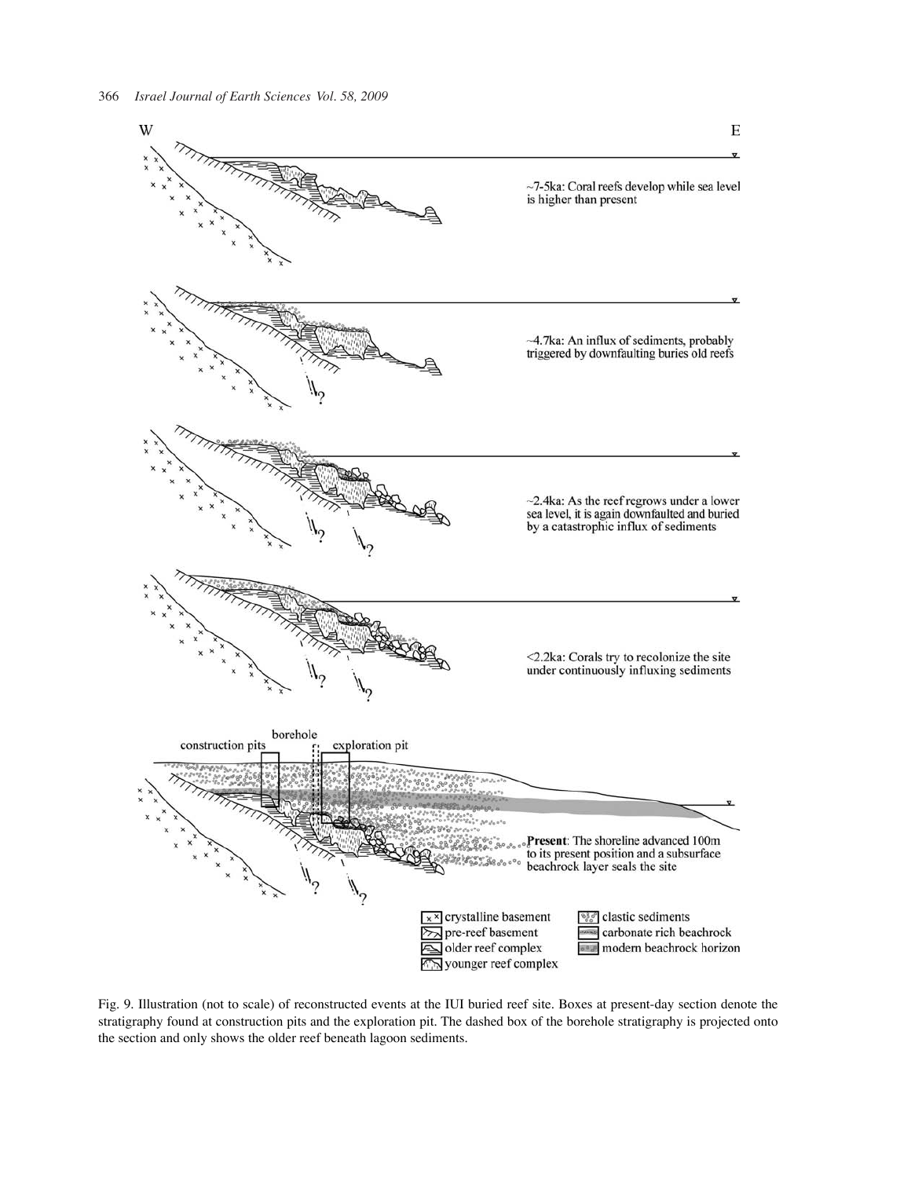W

E

~7-5ka: Coral reefs develop while sea level is higher than present

~4.7ka: An influx of sediments, probably triggered by downfaulting buries old reefs

~2.4ka: As the reef regrows under a lower sea level, it is again downfaulted and buried by a catastrophic influx of sediments

<2.2ka: Corals try to recolonize the site under continuously influxing sediments

construction pits

borehole

exploration pit

**Present**: The shoreline advanced 100m to its present position and a subsurface beachrock layer seals the site

crystalline basement

pre-reef basement

older reef complex

younger reef complex

clastic sediments

carbonate rich beachrock

modern beachrock horizon

Fig. 9. Illustration (not to scale) of reconstructed events at the IUI buried reef site. Boxes at present-day section denote the stratigraphy found at construction pits and the exploration pit. The dashed box of the borehole stratigraphy is projected onto the section and only shows the older reef beneath lagoon sediments.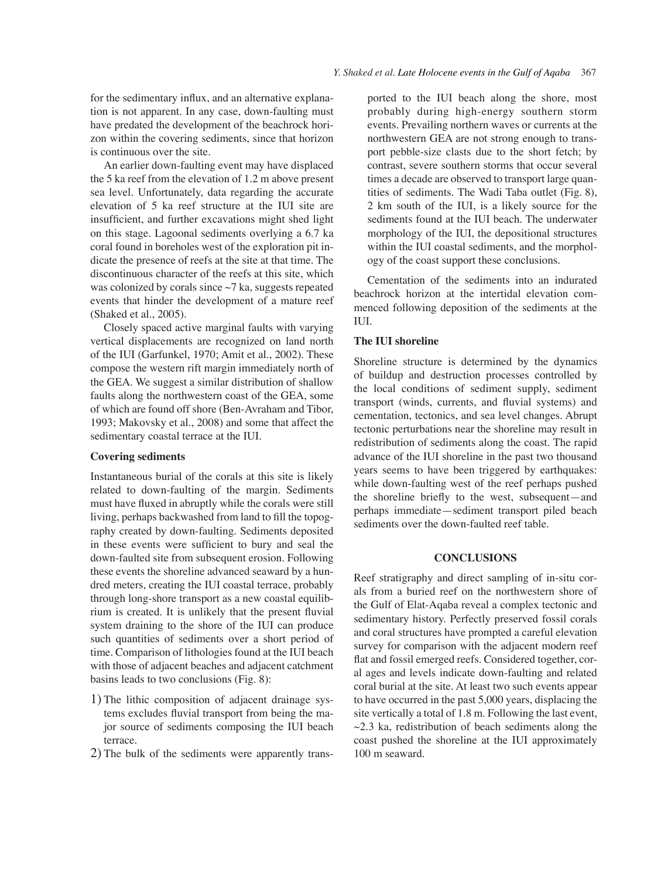for the sedimentary influx, and an alternative explanation is not apparent. In any case, down-faulting must have predated the development of the beachrock horizon within the covering sediments, since that horizon is continuous over the site.

An earlier down-faulting event may have displaced the 5 ka reef from the elevation of 1.2 m above present sea level. Unfortunately, data regarding the accurate elevation of 5 ka reef structure at the IUI site are insufficient, and further excavations might shed light on this stage. Lagoonal sediments overlying a 6.7 ka coral found in boreholes west of the exploration pit indicate the presence of reefs at the site at that time. The discontinuous character of the reefs at this site, which was colonized by corals since ~7 ka, suggests repeated events that hinder the development of a mature reef (Shaked et al., 2005).

Closely spaced active marginal faults with varying vertical displacements are recognized on land north of the IUI (Garfunkel, 1970; Amit et al., 2002). These compose the western rift margin immediately north of the GEA. We suggest a similar distribution of shallow faults along the northwestern coast of the GEA, some of which are found off shore (Ben-Avraham and Tibor, 1993; Makovsky et al., 2008) and some that affect the sedimentary coastal terrace at the IUI.

### Covering sediments

Instantaneous burial of the corals at this site is likely related to down-faulting of the margin. Sediments must have fluxed in abruptly while the corals were still living, perhaps backwashed from land to fill the topography created by down-faulting. Sediments deposited in these events were sufficient to bury and seal the down-faulted site from subsequent erosion. Following these events the shoreline advanced seaward by a hundred meters, creating the IUI coastal terrace, probably through long-shore transport as a new coastal equilibrium is created. It is unlikely that the present fluvial system draining to the shore of the IUI can produce such quantities of sediments over a short period of time. Comparison of lithologies found at the IUI beach with those of adjacent beaches and adjacent catchment basins leads to two conclusions (Fig. 8):

1) The lithic composition of adjacent drainage systems excludes fluvial transport from being the major source of sediments composing the IUI beach terrace.
2) The bulk of the sediments were apparently transported to the IUI beach along the shore, most probably during high-energy southern storm events. Prevailing northern waves or currents at the northwestern GEA are not strong enough to transport pebble-size clasts due to the short fetch; by contrast, severe southern storms that occur several times a decade are observed to transport large quantities of sediments. The Wadi Taba outlet (Fig. 8), 2 km south of the IUI, is a likely source for the sediments found at the IUI beach. The underwater morphology of the IUI, the depositional structures within the IUI coastal sediments, and the morphology of the coast support these conclusions.

Cementation of the sediments into an indurated beachrock horizon at the intertidal elevation commenced following deposition of the sediments at the IUI.

### The IUI shoreline

Shoreline structure is determined by the dynamics of buildup and destruction processes controlled by the local conditions of sediment supply, sediment transport (winds, currents, and fluvial systems) and cementation, tectonics, and sea level changes. Abrupt tectonic perturbations near the shoreline may result in redistribution of sediments along the coast. The rapid advance of the IUI shoreline in the past two thousand years seems to have been triggered by earthquakes: while down-faulting west of the reef perhaps pushed the shoreline briefly to the west, subsequent—and perhaps immediate—sediment transport piled beach sediments over the down-faulted reef table.

## CONCLUSIONS

Reef stratigraphy and direct sampling of in-situ corals from a buried reef on the northwestern shore of the Gulf of Elat-Aqaba reveal a complex tectonic and sedimentary history. Perfectly preserved fossil corals and coral structures have prompted a careful elevation survey for comparison with the adjacent modern reef flat and fossil emerged reefs. Considered together, coral ages and levels indicate down-faulting and related coral burial at the site. At least two such events appear to have occurred in the past 5,000 years, displacing the site vertically a total of 1.8 m. Following the last event, ~2.3 ka, redistribution of beach sediments along the coast pushed the shoreline at the IUI approximately 100 m seaward.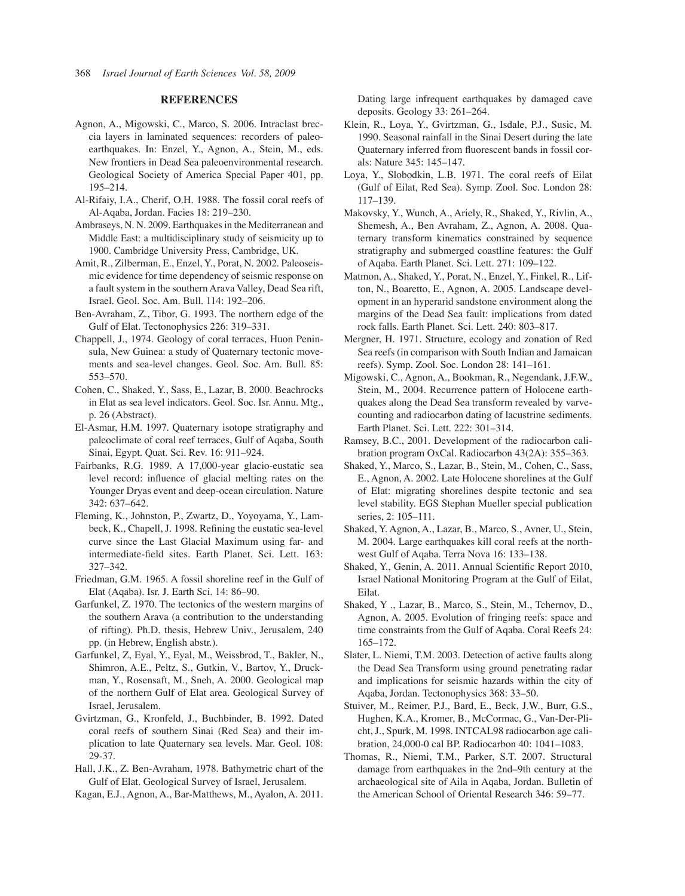## REFERENCES

Agnon, A., Migowski, C., Marco, S. 2006. Intraclast breccia layers in laminated sequences: recorders of paleo-earthquakes. In: Enzel, Y., Agnon, A., Stein, M., eds. New frontiers in Dead Sea paleoenvironmental research. Geological Society of America Special Paper 401, pp. 195–214.

Al-Rifaiy, I.A., Cherif, O.H. 1988. The fossil coral reefs of Al-Aqaba, Jordan. Facies 18: 219–230.

Ambraseys, N. N. 2009. Earthquakes in the Mediterranean and Middle East: a multidisciplinary study of seismicity up to 1900. Cambridge University Press, Cambridge, UK.

Amit, R., Zilberman, E., Enzel, Y., Porat, N. 2002. Paleoseismic evidence for time dependency of seismic response on a fault system in the southern Arava Valley, Dead Sea rift, Israel. Geol. Soc. Am. Bull. 114: 192–206.

Ben-Avraham, Z., Tibor, G. 1993. The northern edge of the Gulf of Elat. Tectonophysics 226: 319–331.

Chappell, J., 1974. Geology of coral terraces, Huon Peninsula, New Guinea: a study of Quaternary tectonic movements and sea-level changes. Geol. Soc. Am. Bull. 85: 553–570.

Cohen, C., Shaked, Y., Sass, E., Lazar, B. 2000. Beachrocks in Elat as sea level indicators. Geol. Soc. Isr. Annu. Mtg., p. 26 (Abstract).

El-Asmar, H.M. 1997. Quaternary isotope stratigraphy and paleoclimate of coral reef terraces, Gulf of Aqaba, South Sinai, Egypt. Quat. Sci. Rev. 16: 911–924.

Fairbanks, R.G. 1989. A 17,000-year glacio-eustatic sea level record: influence of glacial melting rates on the Younger Dryas event and deep-ocean circulation. Nature 342: 637–642.

Fleming, K., Johnston, P., Zwartz, D., Yoyoyama, Y., Lambeck, K., Chapell, J. 1998. Refining the eustatic sea-level curve since the Last Glacial Maximum using far- and intermediate-field sites. Earth Planet. Sci. Lett. 163: 327–342.

Friedman, G.M. 1965. A fossil shoreline reef in the Gulf of Elat (Aqaba). Isr. J. Earth Sci. 14: 86–90.

Garfunkel, Z. 1970. The tectonics of the western margins of the southern Arava (a contribution to the understanding of rifting). Ph.D. thesis, Hebrew Univ., Jerusalem, 240 pp. (in Hebrew, English abstr.).

Garfunkel, Z, Eyal, Y., Eyal, M., Weissbrod, T., Bakler, N., Shimron, A.E., Peltz, S., Gutkin, V., Bartov, Y., Druckman, Y., Rosensaft, M., Sneh, A. 2000. Geological map of the northern Gulf of Elat area. Geological Survey of Israel, Jerusalem.

Gvirtzman, G., Kronfeld, J., Buchbinder, B. 1992. Dated coral reefs of southern Sinai (Red Sea) and their implication to late Quaternary sea levels. Mar. Geol. 108: 29-37.

Hall, J.K., Z. Ben-Avraham, 1978. Bathymetric chart of the Gulf of Elat. Geological Survey of Israel, Jerusalem.

Kagan, E.J., Agnon, A., Bar-Matthews, M., Ayalon, A. 2011. Dating large infrequent earthquakes by damaged cave deposits. Geology 33: 261–264.

Klein, R., Loya, Y., Gvirtzman, G., Isdale, P.J., Susic, M. 1990. Seasonal rainfall in the Sinai Desert during the late Quaternary inferred from fluorescent bands in fossil corals: Nature 345: 145–147.

Loya, Y., Slobodkin, L.B. 1971. The coral reefs of Eilat (Gulf of Eilat, Red Sea). Symp. Zool. Soc. London 28: 117–139.

Makovsky, Y., Wunch, A., Ariely, R., Shaked, Y., Rivlin, A., Shemesh, A., Ben Avraham, Z., Agnon, A. 2008. Quaternary transform kinematics constrained by sequence stratigraphy and submerged coastline features: the Gulf of Aqaba. Earth Planet. Sci. Lett. 271: 109–122.

Matmon, A., Shaked, Y., Porat, N., Enzel, Y., Finkel, R., Lifton, N., Boaretto, E., Agnon, A. 2005. Landscape development in an hyperarid sandstone environment along the margins of the Dead Sea fault: implications from dated rock falls. Earth Planet. Sci. Lett. 240: 803–817.

Mergner, H. 1971. Structure, ecology and zonation of Red Sea reefs (in comparison with South Indian and Jamaican reefs). Symp. Zool. Soc. London 28: 141–161.

Migowski, C., Agnon, A., Bookman, R., Negendank, J.F.W., Stein, M., 2004. Recurrence pattern of Holocene earthquakes along the Dead Sea transform revealed by varve-counting and radiocarbon dating of lacustrine sediments. Earth Planet. Sci. Lett. 222: 301–314.

Ramsey, B.C., 2001. Development of the radiocarbon calibration program OxCal. Radiocarbon 43(2A): 355–363.

Shaked, Y., Marco, S., Lazar, B., Stein, M., Cohen, C., Sass, E., Agnon, A. 2002. Late Holocene shorelines at the Gulf of Elat: migrating shorelines despite tectonic and sea level stability. EGS Stephan Mueller special publication series, 2: 105–111.

Shaked, Y. Agnon, A., Lazar, B., Marco, S., Avner, U., Stein, M. 2004. Large earthquakes kill coral reefs at the northwest Gulf of Aqaba. Terra Nova 16: 133–138.

Shaked, Y., Genin, A. 2011. Annual Scientific Report 2010, Israel National Monitoring Program at the Gulf of Eilat, Eilat.

Shaked, Y ., Lazar, B., Marco, S., Stein, M., Tchernov, D., Agnon, A. 2005. Evolution of fringing reefs: space and time constraints from the Gulf of Aqaba. Coral Reefs 24: 165–172.

Slater, L. Niemi, T.M. 2003. Detection of active faults along the Dead Sea Transform using ground penetrating radar and implications for seismic hazards within the city of Aqaba, Jordan. Tectonophysics 368: 33–50.

Stuiver, M., Reimer, P.J., Bard, E., Beck, J.W., Burr, G.S., Hughen, K.A., Kromer, B., McCormac, G., Van-Der-Plicht, J., Spurk, M. 1998. INTCAL98 radiocarbon age calibration, 24,000-0 cal BP. Radiocarbon 40: 1041–1083.

Thomas, R., Niemi, T.M., Parker, S.T. 2007. Structural damage from earthquakes in the 2nd–9th century at the archaeological site of Aila in Aqaba, Jordan. Bulletin of the American School of Oriental Research 346: 59–77.